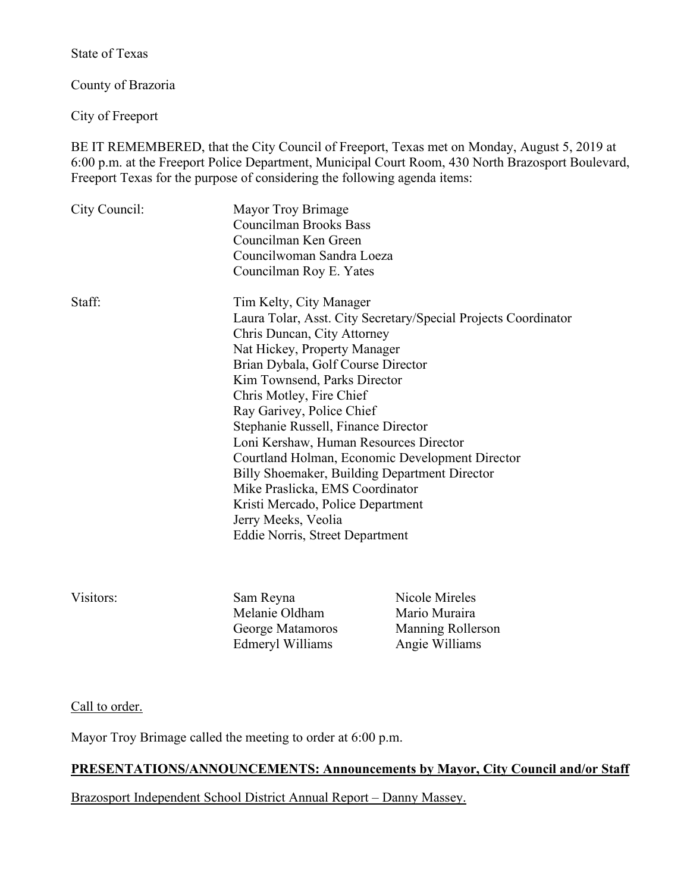State of Texas

County of Brazoria

City of Freeport

BE IT REMEMBERED, that the City Council of Freeport, Texas met on Monday, August 5, 2019 at 6:00 p.m. at the Freeport Police Department, Municipal Court Room, 430 North Brazosport Boulevard, Freeport Texas for the purpose of considering the following agenda items:

| | |
|---|---|
| City Council: | Mayor Troy Brimage<br>Councilman Brooks Bass<br>Councilman Ken Green<br>Councilwoman Sandra Loeza<br>Councilman Roy E. Yates |
| Staff: | Tim Kelty, City Manager<br>Laura Tolar, Asst. City Secretary/Special Projects Coordinator<br>Chris Duncan, City Attorney<br>Nat Hickey, Property Manager<br>Brian Dybala, Golf Course Director<br>Kim Townsend, Parks Director<br>Chris Motley, Fire Chief<br>Ray Garivey, Police Chief<br>Stephanie Russell, Finance Director<br>Loni Kershaw, Human Resources Director<br>Courtland Holman, Economic Development Director<br>Billy Shoemaker, Building Department Director<br>Mike Praslicka, EMS Coordinator<br>Kristi Mercado, Police Department<br>Jerry Meeks, Veolia<br>Eddie Norris, Street Department |

| | | |
|---|---|---|
| Visitors: | Sam Reyna | Nicole Mireles |
| | Melanie Oldham | Mario Muraira |
| | George Matamoros | Manning Rollerson |
| | Edmeryl Williams | Angie Williams |

Call to order.

Mayor Troy Brimage called the meeting to order at 6:00 p.m.

**PRESENTATIONS/ANNOUNCEMENTS: Announcements by Mayor, City Council and/or Staff**

Brazosport Independent School District Annual Report – Danny Massey.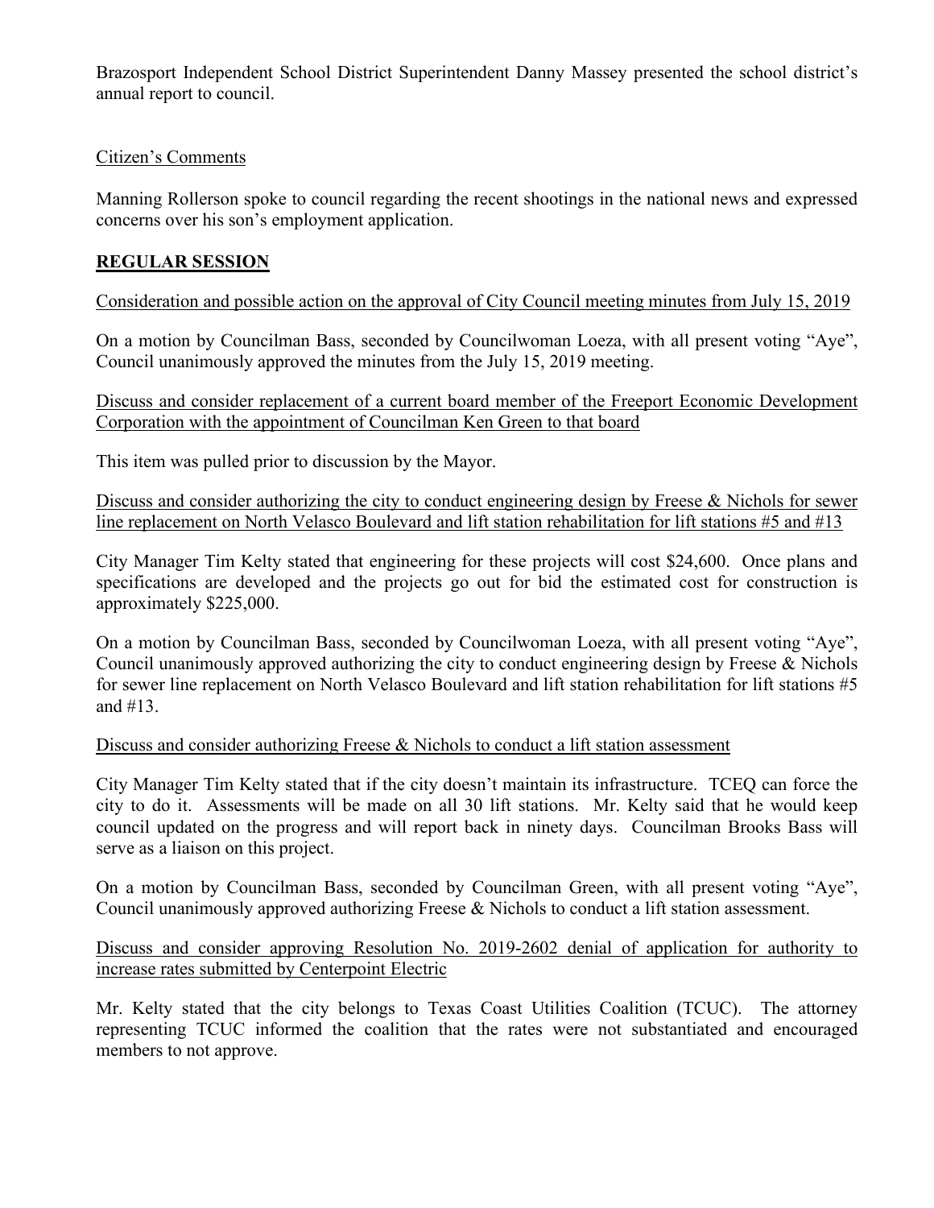Brazosport Independent School District Superintendent Danny Massey presented the school district's annual report to council.

Citizen's Comments

Manning Rollerson spoke to council regarding the recent shootings in the national news and expressed concerns over his son's employment application.

**REGULAR SESSION**

Consideration and possible action on the approval of City Council meeting minutes from July 15, 2019

On a motion by Councilman Bass, seconded by Councilwoman Loeza, with all present voting "Aye", Council unanimously approved the minutes from the July 15, 2019 meeting.

Discuss and consider replacement of a current board member of the Freeport Economic Development Corporation with the appointment of Councilman Ken Green to that board

This item was pulled prior to discussion by the Mayor.

Discuss and consider authorizing the city to conduct engineering design by Freese & Nichols for sewer line replacement on North Velasco Boulevard and lift station rehabilitation for lift stations #5 and #13

City Manager Tim Kelty stated that engineering for these projects will cost $24,600. Once plans and specifications are developed and the projects go out for bid the estimated cost for construction is approximately $225,000.

On a motion by Councilman Bass, seconded by Councilwoman Loeza, with all present voting "Aye", Council unanimously approved authorizing the city to conduct engineering design by Freese & Nichols for sewer line replacement on North Velasco Boulevard and lift station rehabilitation for lift stations #5 and #13.

Discuss and consider authorizing Freese & Nichols to conduct a lift station assessment

City Manager Tim Kelty stated that if the city doesn't maintain its infrastructure. TCEQ can force the city to do it. Assessments will be made on all 30 lift stations. Mr. Kelty said that he would keep council updated on the progress and will report back in ninety days. Councilman Brooks Bass will serve as a liaison on this project.

On a motion by Councilman Bass, seconded by Councilman Green, with all present voting "Aye", Council unanimously approved authorizing Freese & Nichols to conduct a lift station assessment.

Discuss and consider approving Resolution No. 2019-2602 denial of application for authority to increase rates submitted by Centerpoint Electric

Mr. Kelty stated that the city belongs to Texas Coast Utilities Coalition (TCUC). The attorney representing TCUC informed the coalition that the rates were not substantiated and encouraged members to not approve.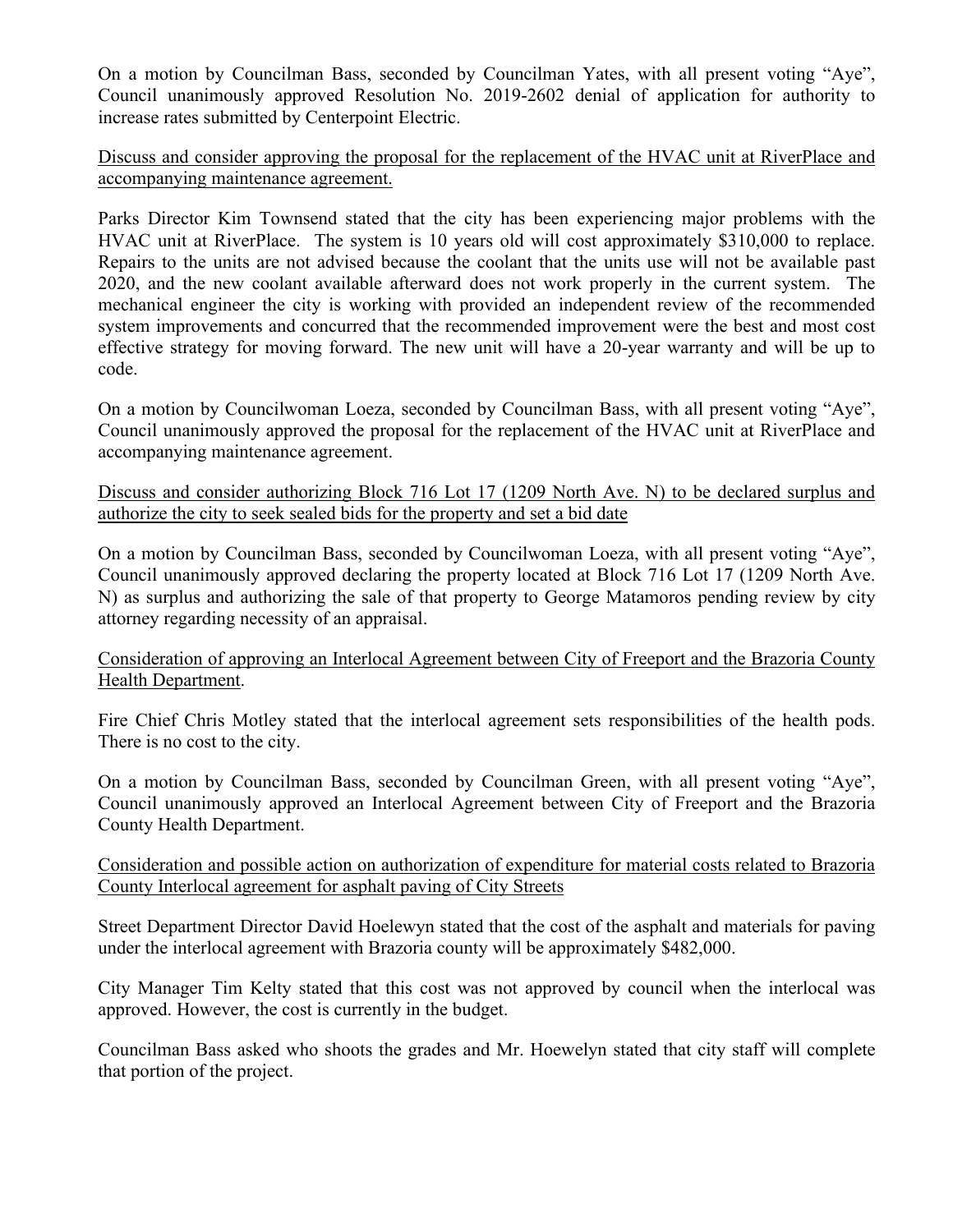On a motion by Councilman Bass, seconded by Councilman Yates, with all present voting "Aye", Council unanimously approved Resolution No. 2019-2602 denial of application for authority to increase rates submitted by Centerpoint Electric.

<u>Discuss and consider approving the proposal for the replacement of the HVAC unit at RiverPlace and accompanying maintenance agreement.</u>

Parks Director Kim Townsend stated that the city has been experiencing major problems with the HVAC unit at RiverPlace. The system is 10 years old will cost approximately $310,000 to replace. Repairs to the units are not advised because the coolant that the units use will not be available past 2020, and the new coolant available afterward does not work properly in the current system. The mechanical engineer the city is working with provided an independent review of the recommended system improvements and concurred that the recommended improvement were the best and most cost effective strategy for moving forward. The new unit will have a 20-year warranty and will be up to code.

On a motion by Councilwoman Loeza, seconded by Councilman Bass, with all present voting "Aye", Council unanimously approved the proposal for the replacement of the HVAC unit at RiverPlace and accompanying maintenance agreement.

<u>Discuss and consider authorizing Block 716 Lot 17 (1209 North Ave. N) to be declared surplus and authorize the city to seek sealed bids for the property and set a bid date</u>

On a motion by Councilman Bass, seconded by Councilwoman Loeza, with all present voting "Aye", Council unanimously approved declaring the property located at Block 716 Lot 17 (1209 North Ave. N) as surplus and authorizing the sale of that property to George Matamoros pending review by city attorney regarding necessity of an appraisal.

<u>Consideration of approving an Interlocal Agreement between City of Freeport and the Brazoria County Health Department</u>.

Fire Chief Chris Motley stated that the interlocal agreement sets responsibilities of the health pods. There is no cost to the city.

On a motion by Councilman Bass, seconded by Councilman Green, with all present voting "Aye", Council unanimously approved an Interlocal Agreement between City of Freeport and the Brazoria County Health Department.

<u>Consideration and possible action on authorization of expenditure for material costs related to Brazoria County Interlocal agreement for asphalt paving of City Streets</u>

Street Department Director David Hoelewyn stated that the cost of the asphalt and materials for paving under the interlocal agreement with Brazoria county will be approximately $482,000.

City Manager Tim Kelty stated that this cost was not approved by council when the interlocal was approved. However, the cost is currently in the budget.

Councilman Bass asked who shoots the grades and Mr. Hoewelyn stated that city staff will complete that portion of the project.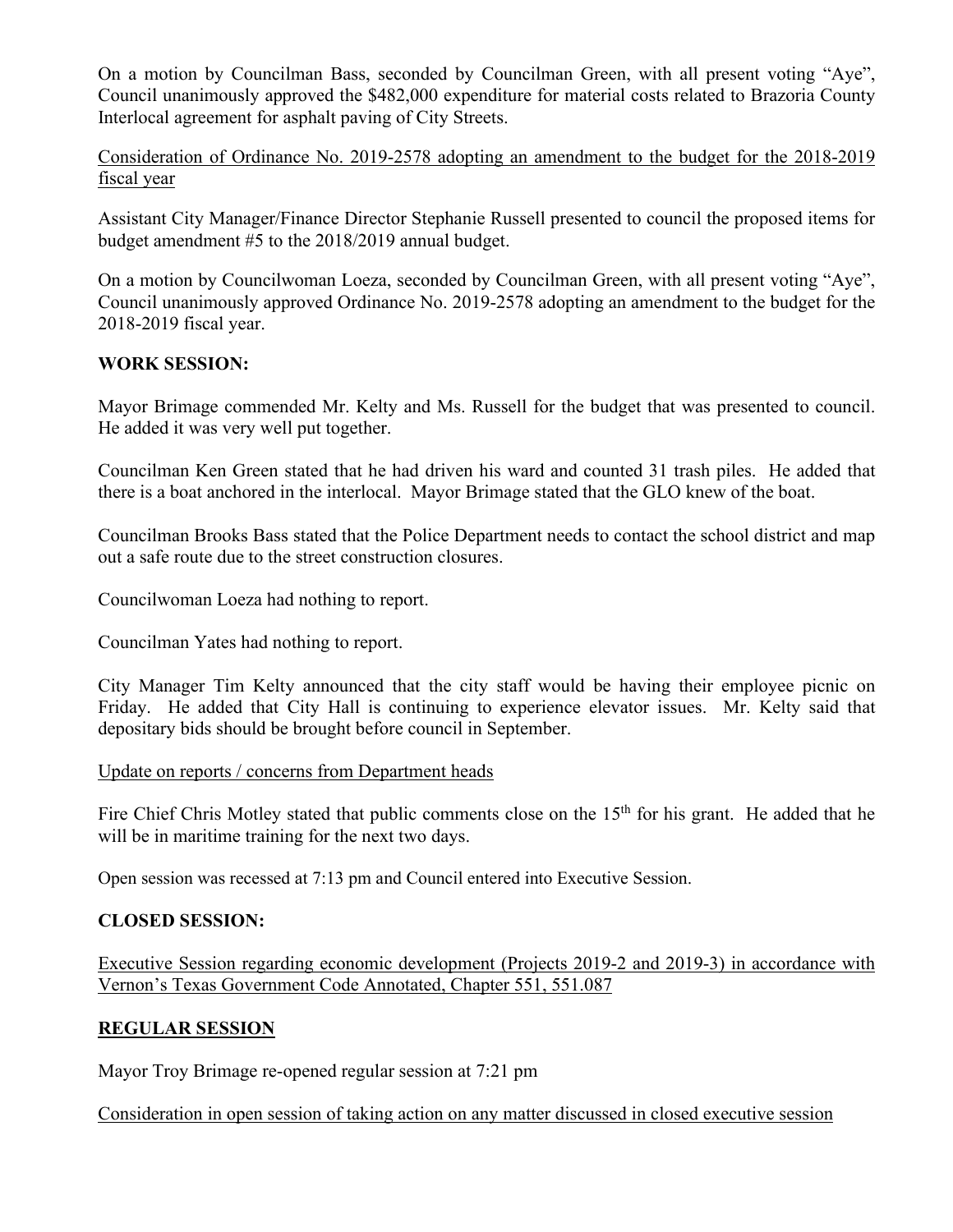On a motion by Councilman Bass, seconded by Councilman Green, with all present voting "Aye", Council unanimously approved the $482,000 expenditure for material costs related to Brazoria County Interlocal agreement for asphalt paving of City Streets.

Consideration of Ordinance No. 2019-2578 adopting an amendment to the budget for the 2018-2019 fiscal year

Assistant City Manager/Finance Director Stephanie Russell presented to council the proposed items for budget amendment #5 to the 2018/2019 annual budget.

On a motion by Councilwoman Loeza, seconded by Councilman Green, with all present voting "Aye", Council unanimously approved Ordinance No. 2019-2578 adopting an amendment to the budget for the 2018-2019 fiscal year.

**WORK SESSION:**

Mayor Brimage commended Mr. Kelty and Ms. Russell for the budget that was presented to council. He added it was very well put together.

Councilman Ken Green stated that he had driven his ward and counted 31 trash piles. He added that there is a boat anchored in the interlocal. Mayor Brimage stated that the GLO knew of the boat.

Councilman Brooks Bass stated that the Police Department needs to contact the school district and map out a safe route due to the street construction closures.

Councilwoman Loeza had nothing to report.

Councilman Yates had nothing to report.

City Manager Tim Kelty announced that the city staff would be having their employee picnic on Friday. He added that City Hall is continuing to experience elevator issues. Mr. Kelty said that depositary bids should be brought before council in September.

Update on reports / concerns from Department heads

Fire Chief Chris Motley stated that public comments close on the 15th for his grant. He added that he will be in maritime training for the next two days.

Open session was recessed at 7:13 pm and Council entered into Executive Session.

**CLOSED SESSION:**

Executive Session regarding economic development (Projects 2019-2 and 2019-3) in accordance with Vernon's Texas Government Code Annotated, Chapter 551, 551.087

**REGULAR SESSION**

Mayor Troy Brimage re-opened regular session at 7:21 pm

Consideration in open session of taking action on any matter discussed in closed executive session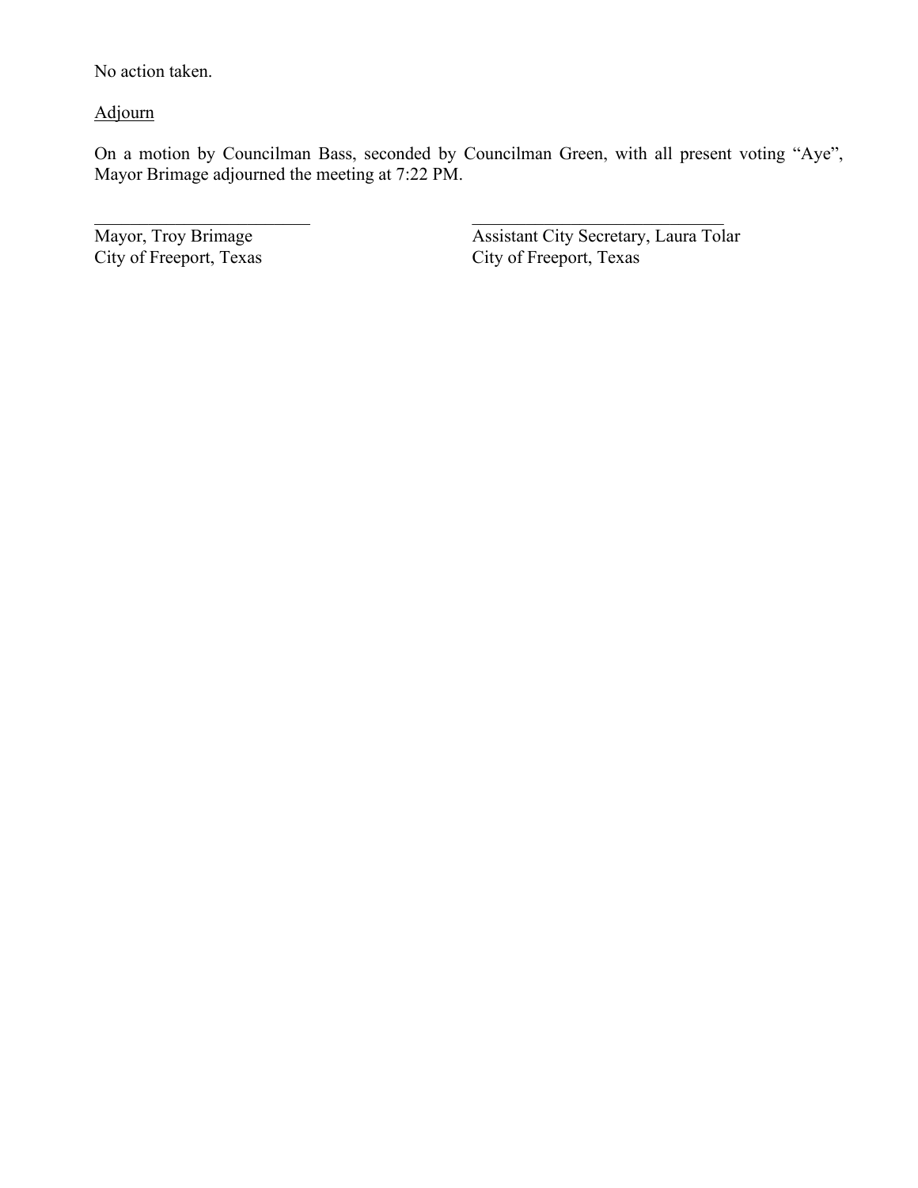No action taken.

Adjourn

On a motion by Councilman Bass, seconded by Councilman Green, with all present voting "Aye", Mayor Brimage adjourned the meeting at 7:22 PM.

| | |
|---|---|
| ________________________ | ____________________________ |
| Mayor, Troy Brimage | Assistant City Secretary, Laura Tolar |
| City of Freeport, Texas | City of Freeport, Texas |